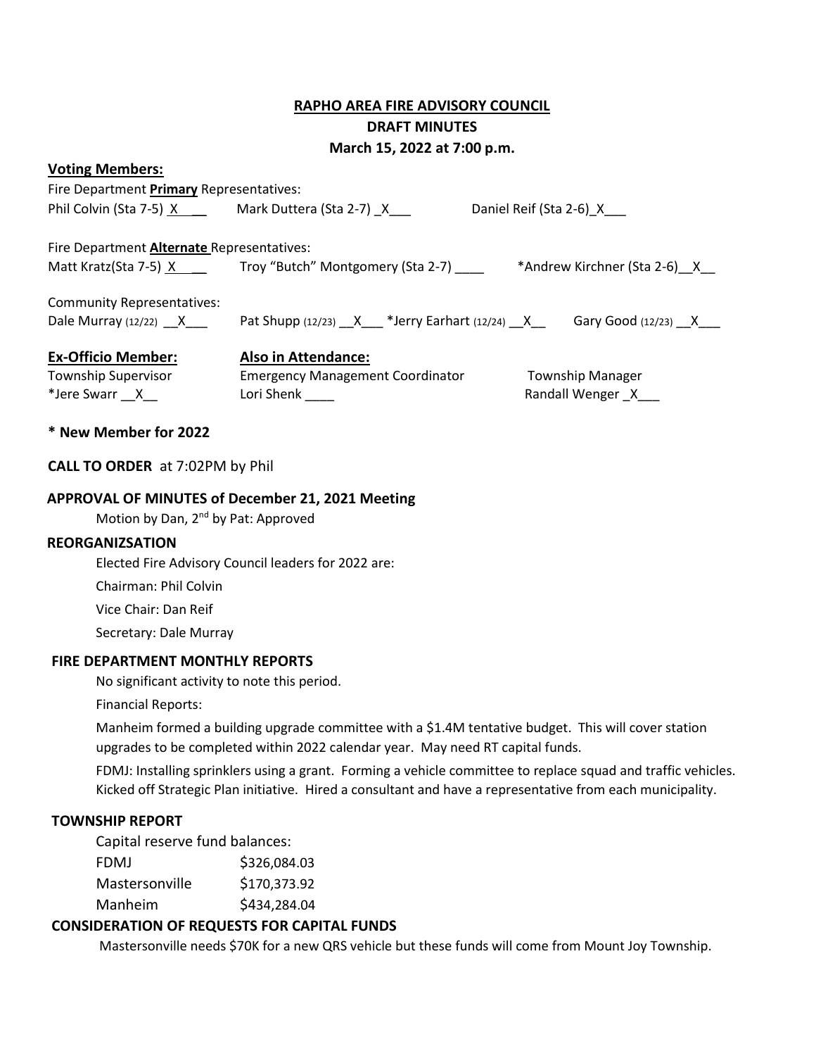**RAPHO AREA FIRE ADVISORY COUNCIL**

**DRAFT MINUTES**

**March 15, 2022 at 7:00 p.m.**

**Voting Members:**

Fire Department **Primary** Representatives:

Phil Colvin (Sta 7-5) X___ Mark Duttera (Sta 2-7) _X___ Daniel Reif (Sta 2-6)_X___

Fire Department **Alternate** Representatives:

Matt Kratz(Sta 7-5) X___ Troy "Butch" Montgomery (Sta 2-7) ____ *Andrew Kirchner (Sta 2-6)__X__

Community Representatives:

Dale Murray (12/22) __X___ Pat Shupp (12/23) __X___ *Jerry Earhart (12/24) __X__ Gary Good (12/23) __X___

| **Ex-Officio Member:** | **Also in Attendance:** | |
|---|---|---|
| Township Supervisor | Emergency Management Coordinator | Township Manager |
| *Jere Swarr __X__ | Lori Shenk ____ | Randall Wenger _X___ |

**\* New Member for 2022**

**CALL TO ORDER** at 7:02PM by Phil

**APPROVAL OF MINUTES of December 21, 2021 Meeting**

Motion by Dan, 2nd by Pat: Approved

**REORGANIZSATION**

Elected Fire Advisory Council leaders for 2022 are:

Chairman: Phil Colvin

Vice Chair: Dan Reif

Secretary: Dale Murray

**FIRE DEPARTMENT MONTHLY REPORTS**

No significant activity to note this period.

Financial Reports:

Manheim formed a building upgrade committee with a $1.4M tentative budget. This will cover station upgrades to be completed within 2022 calendar year. May need RT capital funds.

FDMJ: Installing sprinklers using a grant. Forming a vehicle committee to replace squad and traffic vehicles. Kicked off Strategic Plan initiative. Hired a consultant and have a representative from each municipality.

**TOWNSHIP REPORT**

Capital reserve fund balances:

| | |
|---|---|
| FDMJ | $326,084.03 |
| Mastersonville | $170,373.92 |
| Manheim | $434,284.04 |

**CONSIDERATION OF REQUESTS FOR CAPITAL FUNDS**

Mastersonville needs $70K for a new QRS vehicle but these funds will come from Mount Joy Township.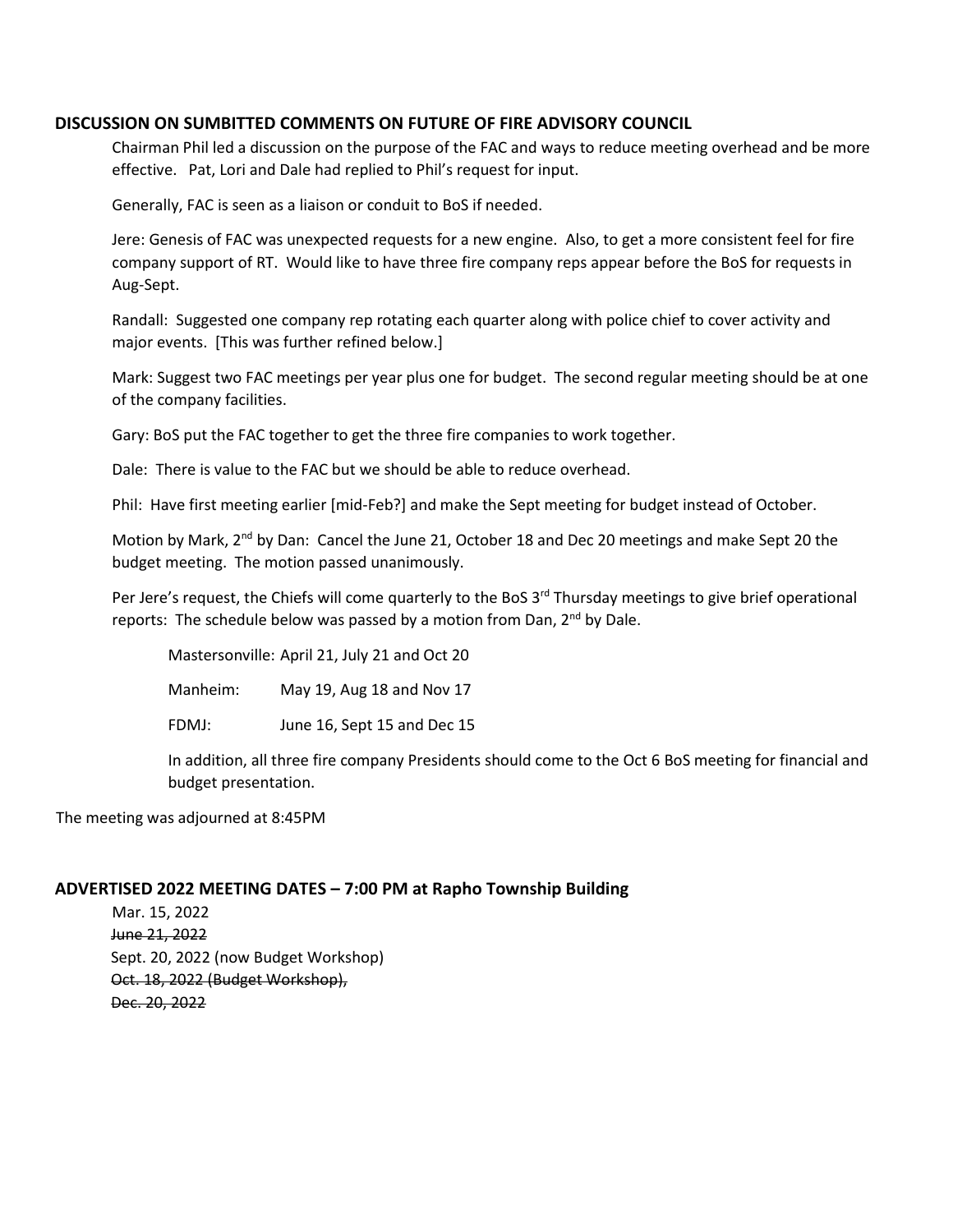### DISCUSSION ON SUMBITTED COMMENTS ON FUTURE OF FIRE ADVISORY COUNCIL

Chairman Phil led a discussion on the purpose of the FAC and ways to reduce meeting overhead and be more effective. Pat, Lori and Dale had replied to Phil's request for input.

Generally, FAC is seen as a liaison or conduit to BoS if needed.

Jere: Genesis of FAC was unexpected requests for a new engine. Also, to get a more consistent feel for fire company support of RT. Would like to have three fire company reps appear before the BoS for requests in Aug-Sept.

Randall: Suggested one company rep rotating each quarter along with police chief to cover activity and major events. [This was further refined below.]

Mark: Suggest two FAC meetings per year plus one for budget. The second regular meeting should be at one of the company facilities.

Gary: BoS put the FAC together to get the three fire companies to work together.

Dale: There is value to the FAC but we should be able to reduce overhead.

Phil: Have first meeting earlier [mid-Feb?] and make the Sept meeting for budget instead of October.

Motion by Mark, 2nd by Dan: Cancel the June 21, October 18 and Dec 20 meetings and make Sept 20 the budget meeting. The motion passed unanimously.

Per Jere's request, the Chiefs will come quarterly to the BoS 3rd Thursday meetings to give brief operational reports: The schedule below was passed by a motion from Dan, 2nd by Dale.

Mastersonville: April 21, July 21 and Oct 20

Manheim: May 19, Aug 18 and Nov 17

FDMJ: June 16, Sept 15 and Dec 15

In addition, all three fire company Presidents should come to the Oct 6 BoS meeting for financial and budget presentation.

The meeting was adjourned at 8:45PM

### ADVERTISED 2022 MEETING DATES – 7:00 PM at Rapho Township Building

Mar. 15, 2022
~~June 21, 2022~~
Sept. 20, 2022 (now Budget Workshop)
~~Oct. 18, 2022 (Budget Workshop),~~
~~Dec. 20, 2022~~